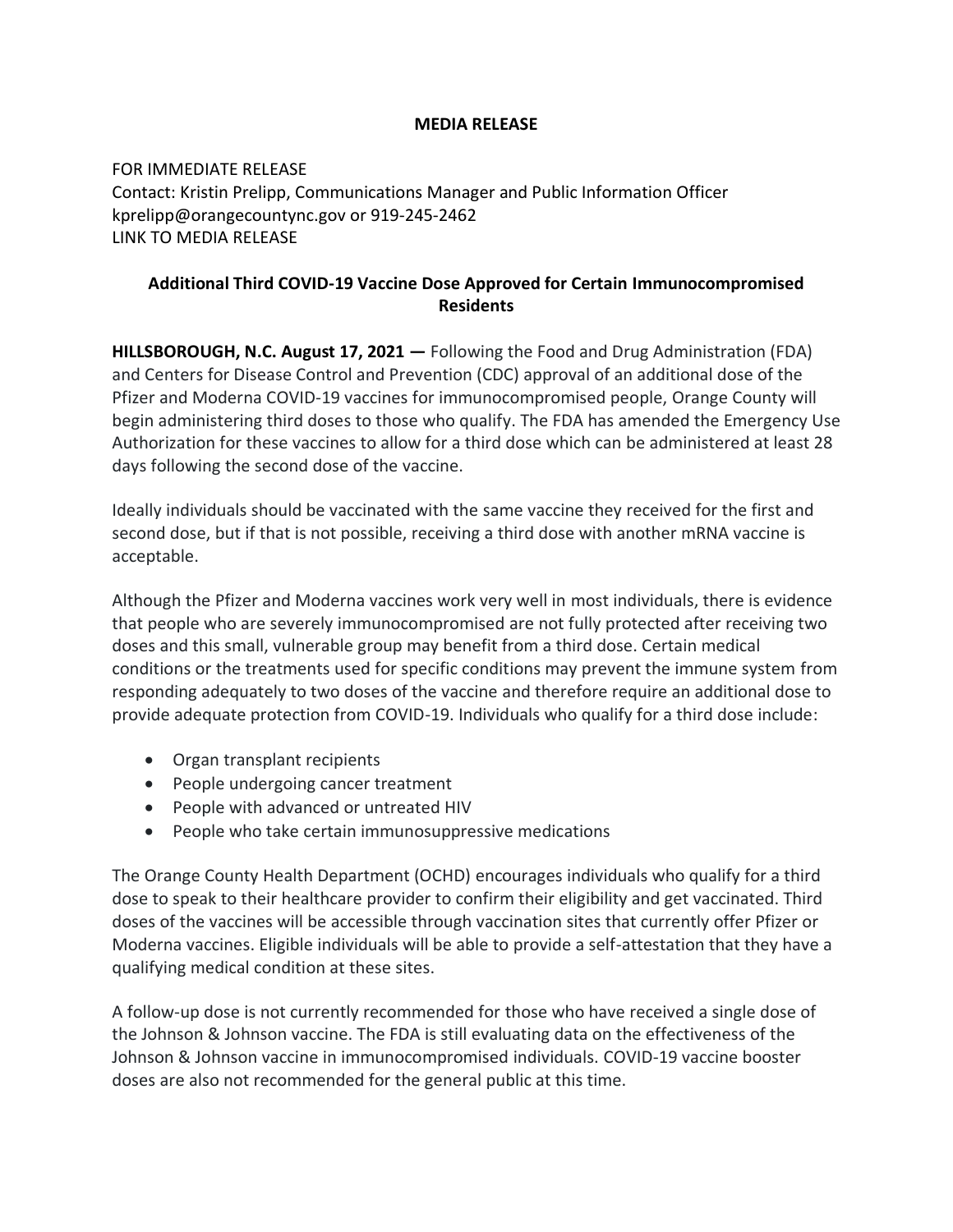**MEDIA RELEASE**

FOR IMMEDIATE RELEASE
Contact: Kristin Prelipp, Communications Manager and Public Information Officer
kprelipp@orangecountync.gov or 919-245-2462
LINK TO MEDIA RELEASE

## Additional Third COVID-19 Vaccine Dose Approved for Certain Immunocompromised Residents

**HILLSBOROUGH, N.C. August 17, 2021 —** Following the Food and Drug Administration (FDA) and Centers for Disease Control and Prevention (CDC) approval of an additional dose of the Pfizer and Moderna COVID-19 vaccines for immunocompromised people, Orange County will begin administering third doses to those who qualify. The FDA has amended the Emergency Use Authorization for these vaccines to allow for a third dose which can be administered at least 28 days following the second dose of the vaccine.

Ideally individuals should be vaccinated with the same vaccine they received for the first and second dose, but if that is not possible, receiving a third dose with another mRNA vaccine is acceptable.

Although the Pfizer and Moderna vaccines work very well in most individuals, there is evidence that people who are severely immunocompromised are not fully protected after receiving two doses and this small, vulnerable group may benefit from a third dose. Certain medical conditions or the treatments used for specific conditions may prevent the immune system from responding adequately to two doses of the vaccine and therefore require an additional dose to provide adequate protection from COVID-19. Individuals who qualify for a third dose include:

- Organ transplant recipients
- People undergoing cancer treatment
- People with advanced or untreated HIV
- People who take certain immunosuppressive medications

The Orange County Health Department (OCHD) encourages individuals who qualify for a third dose to speak to their healthcare provider to confirm their eligibility and get vaccinated. Third doses of the vaccines will be accessible through vaccination sites that currently offer Pfizer or Moderna vaccines. Eligible individuals will be able to provide a self-attestation that they have a qualifying medical condition at these sites.

A follow-up dose is not currently recommended for those who have received a single dose of the Johnson & Johnson vaccine. The FDA is still evaluating data on the effectiveness of the Johnson & Johnson vaccine in immunocompromised individuals. COVID-19 vaccine booster doses are also not recommended for the general public at this time.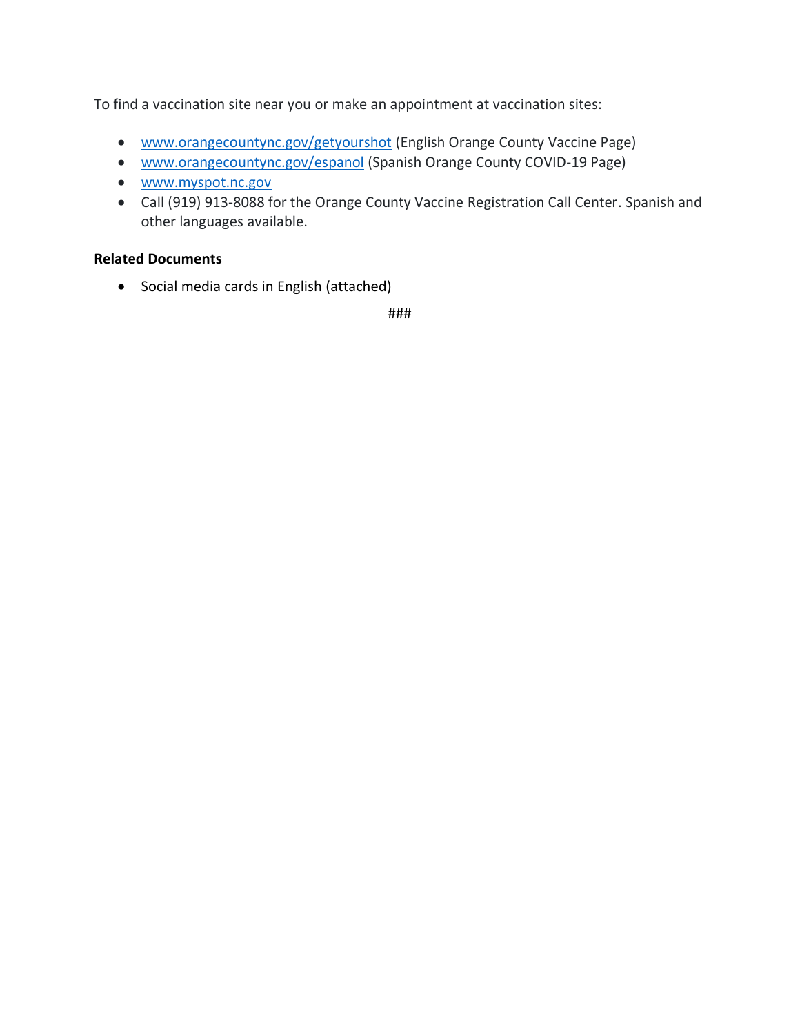To find a vaccination site near you or make an appointment at vaccination sites:

- [www.orangecountync.gov/getyourshot](http://www.orangecountync.gov/getyourshot) (English Orange County Vaccine Page)
- [www.orangecountync.gov/espanol](http://www.orangecountync.gov/espanol) (Spanish Orange County COVID-19 Page)
- [www.myspot.nc.gov](http://www.myspot.nc.gov)
- Call (919) 913-8088 for the Orange County Vaccine Registration Call Center. Spanish and other languages available.

**Related Documents**

- Social media cards in English (attached)

###